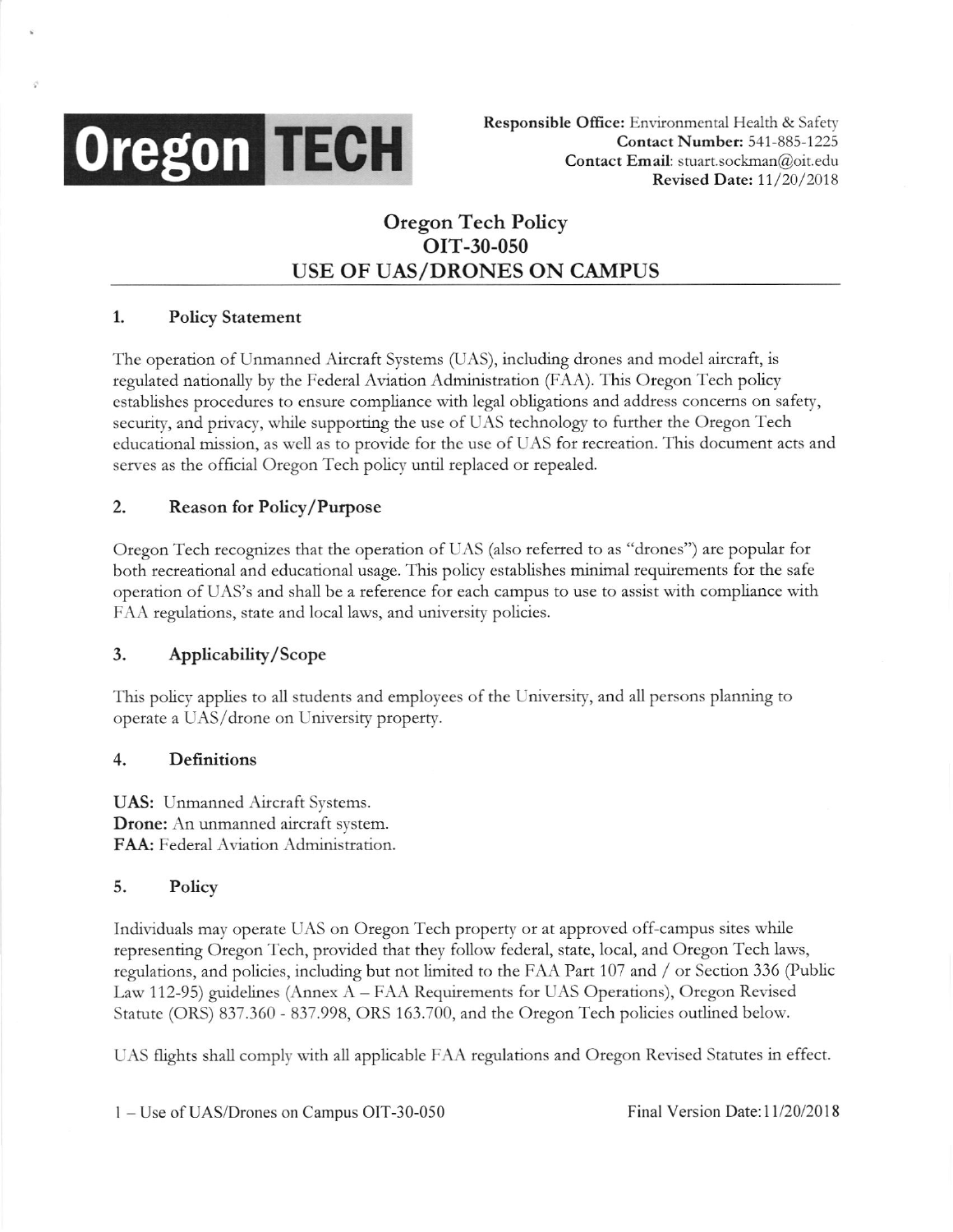**Oregon TECH**

**Responsible Office:** Environmental Health & Safety
**Contact Number:** 541-885-1225
**Contact Email:** stuart.sockman@oit.edu
**Revised Date:** 11/20/2018

# Oregon Tech Policy
# OIT-30-050
# USE OF UAS/DRONES ON CAMPUS

## 1. Policy Statement

The operation of Unmanned Aircraft Systems (UAS), including drones and model aircraft, is regulated nationally by the Federal Aviation Administration (FAA). This Oregon Tech policy establishes procedures to ensure compliance with legal obligations and address concerns on safety, security, and privacy, while supporting the use of UAS technology to further the Oregon Tech educational mission, as well as to provide for the use of UAS for recreation. This document acts and serves as the official Oregon Tech policy until replaced or repealed.

## 2. Reason for Policy/Purpose

Oregon Tech recognizes that the operation of UAS (also referred to as "drones") are popular for both recreational and educational usage. This policy establishes minimal requirements for the safe operation of UAS's and shall be a reference for each campus to use to assist with compliance with FAA regulations, state and local laws, and university policies.

## 3. Applicability/Scope

This policy applies to all students and employees of the University, and all persons planning to operate a UAS/drone on University property.

## 4. Definitions

**UAS:** Unmanned Aircraft Systems.
**Drone:** An unmanned aircraft system.
**FAA:** Federal Aviation Administration.

## 5. Policy

Individuals may operate UAS on Oregon Tech property or at approved off-campus sites while representing Oregon Tech, provided that they follow federal, state, local, and Oregon Tech laws, regulations, and policies, including but not limited to the FAA Part 107 and / or Section 336 (Public Law 112-95) guidelines (Annex A – FAA Requirements for UAS Operations), Oregon Revised Statute (ORS) 837.360 - 837.998, ORS 163.700, and the Oregon Tech policies outlined below.

UAS flights shall comply with all applicable FAA regulations and Oregon Revised Statutes in effect.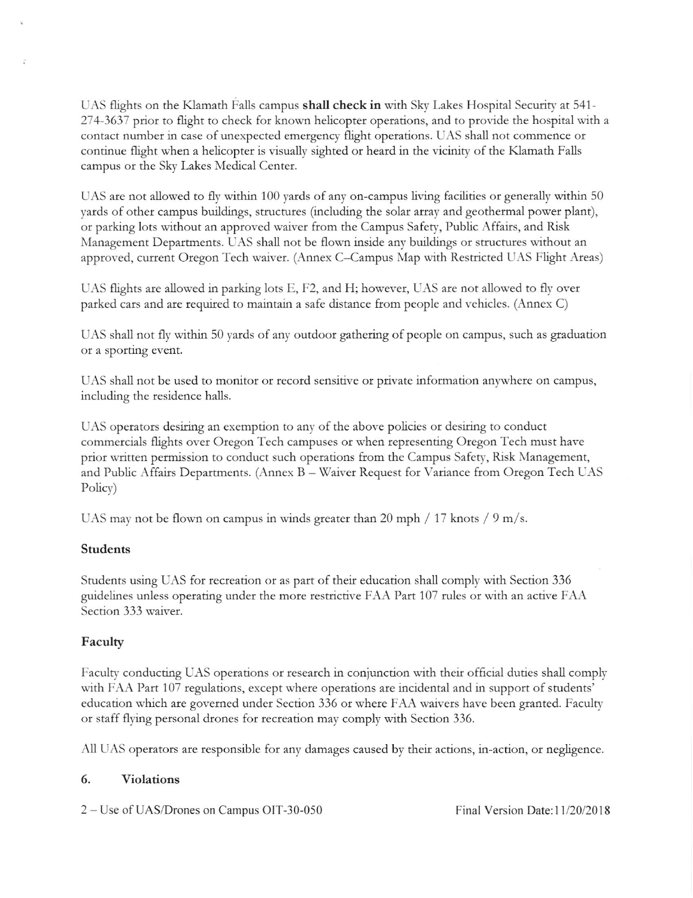UAS flights on the Klamath Falls campus **shall check in** with Sky Lakes Hospital Security at 541-274-3637 prior to flight to check for known helicopter operations, and to provide the hospital with a contact number in case of unexpected emergency flight operations. UAS shall not commence or continue flight when a helicopter is visually sighted or heard in the vicinity of the Klamath Falls campus or the Sky Lakes Medical Center.

UAS are not allowed to fly within 100 yards of any on-campus living facilities or generally within 50 yards of other campus buildings, structures (including the solar array and geothermal power plant), or parking lots without an approved waiver from the Campus Safety, Public Affairs, and Risk Management Departments. UAS shall not be flown inside any buildings or structures without an approved, current Oregon Tech waiver. (Annex C–Campus Map with Restricted UAS Flight Areas)

UAS flights are allowed in parking lots E, F2, and H; however, UAS are not allowed to fly over parked cars and are required to maintain a safe distance from people and vehicles. (Annex C)

UAS shall not fly within 50 yards of any outdoor gathering of people on campus, such as graduation or a sporting event.

UAS shall not be used to monitor or record sensitive or private information anywhere on campus, including the residence halls.

UAS operators desiring an exemption to any of the above policies or desiring to conduct commercials flights over Oregon Tech campuses or when representing Oregon Tech must have prior written permission to conduct such operations from the Campus Safety, Risk Management, and Public Affairs Departments. (Annex B – Waiver Request for Variance from Oregon Tech UAS Policy)

UAS may not be flown on campus in winds greater than 20 mph / 17 knots / 9 m/s.

**Students**

Students using UAS for recreation or as part of their education shall comply with Section 336 guidelines unless operating under the more restrictive FAA Part 107 rules or with an active FAA Section 333 waiver.

**Faculty**

Faculty conducting UAS operations or research in conjunction with their official duties shall comply with FAA Part 107 regulations, except where operations are incidental and in support of students' education which are governed under Section 336 or where FAA waivers have been granted. Faculty or staff flying personal drones for recreation may comply with Section 336.

All UAS operators are responsible for any damages caused by their actions, in-action, or negligence.

## 6. Violations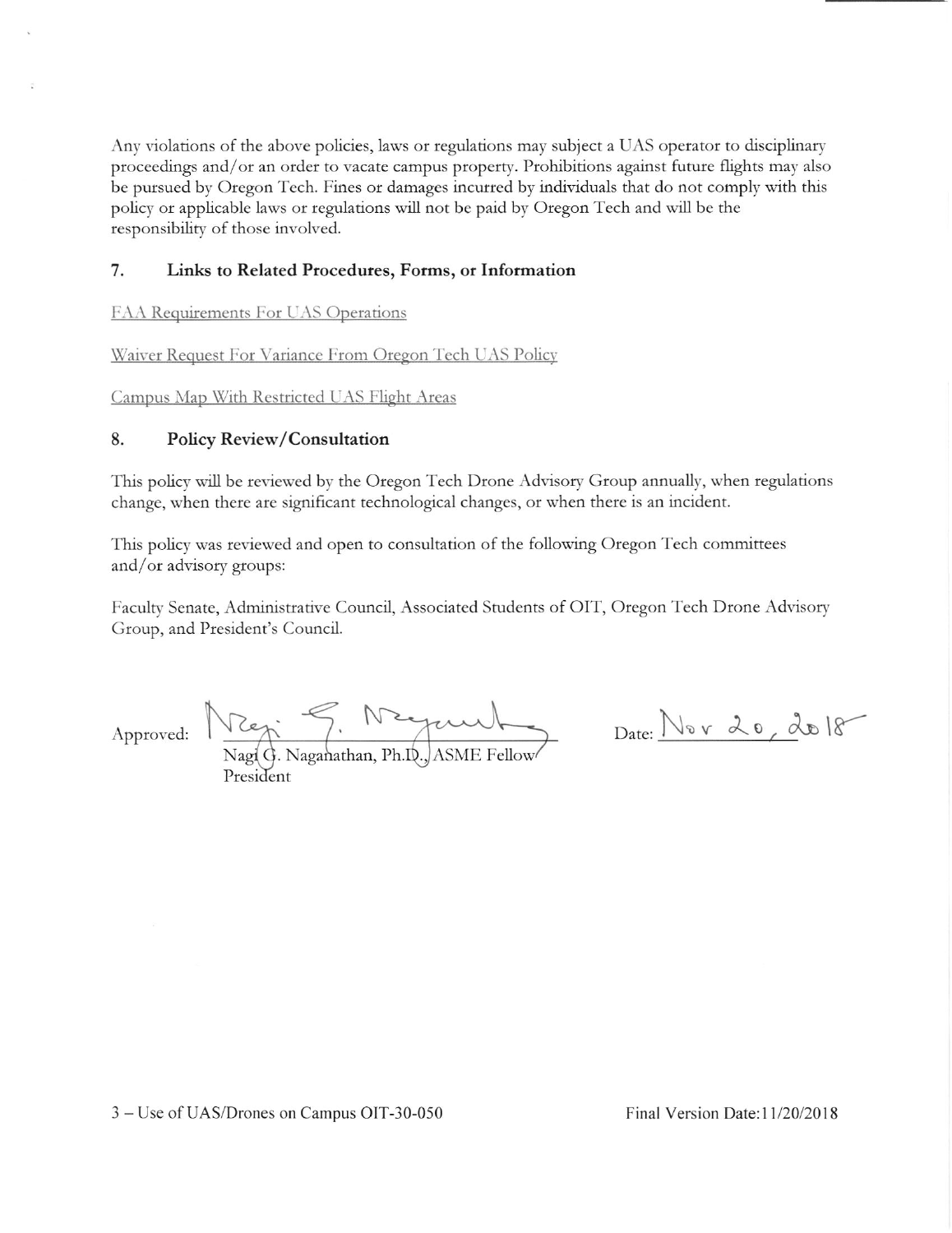Any violations of the above policies, laws or regulations may subject a UAS operator to disciplinary proceedings and/or an order to vacate campus property. Prohibitions against future flights may also be pursued by Oregon Tech. Fines or damages incurred by individuals that do not comply with this policy or applicable laws or regulations will not be paid by Oregon Tech and will be the responsibility of those involved.

## 7. Links to Related Procedures, Forms, or Information

FAA Requirements For UAS Operations

Waiver Request For Variance From Oregon Tech UAS Policy

Campus Map With Restricted UAS Flight Areas

## 8. Policy Review/Consultation

This policy will be reviewed by the Oregon Tech Drone Advisory Group annually, when regulations change, when there are significant technological changes, or when there is an incident.

This policy was reviewed and open to consultation of the following Oregon Tech committees and/or advisory groups:

Faculty Senate, Administrative Council, Associated Students of OIT, Oregon Tech Drone Advisory Group, and President's Council.

Approved: Nagi G. Naganathan (signature)

Nagi G. Naganathan, Ph.D., ASME Fellow
President

Date: Nov 20, 2018

3 – Use of UAS/Drones on Campus OIT-30-050 Final Version Date: 11/20/2018